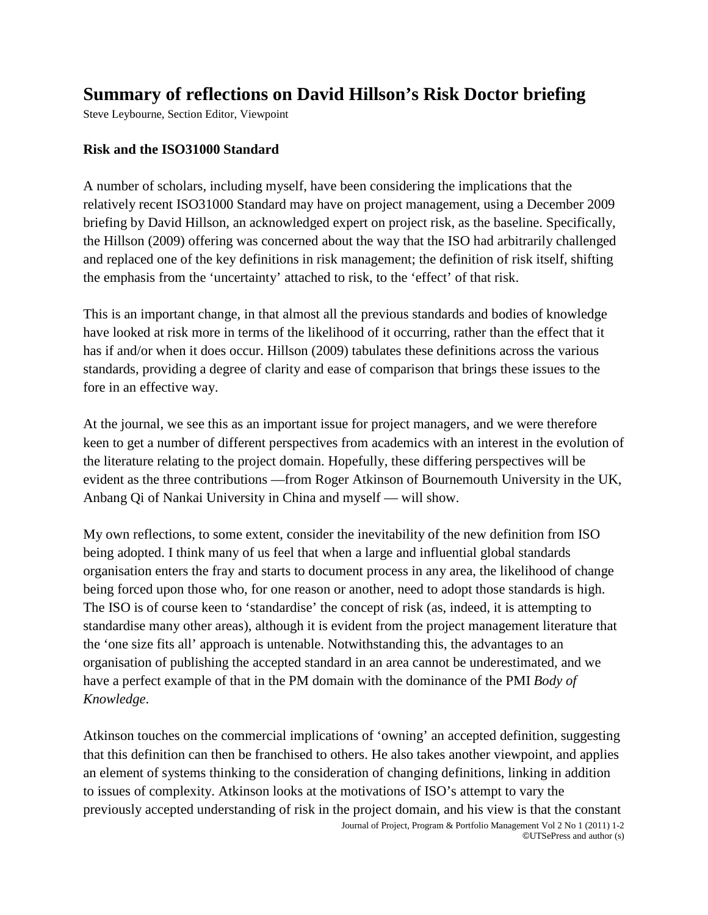# Summary of reflections on David Hillson's Risk Doctor briefing

Steve Leybourne, Section Editor, Viewpoint

### Risk and the ISO31000 Standard

A number of scholars, including myself, have been considering the implications that the relatively recent ISO31000 Standard may have on project management, using a December 2009 briefing by David Hillson, an acknowledged expert on project risk, as the baseline. Specifically, the Hillson (2009) offering was concerned about the way that the ISO had arbitrarily challenged and replaced one of the key definitions in risk management; the definition of risk itself, shifting the emphasis from the 'uncertainty' attached to risk, to the 'effect' of that risk.

This is an important change, in that almost all the previous standards and bodies of knowledge have looked at risk more in terms of the likelihood of it occurring, rather than the effect that it has if and/or when it does occur. Hillson (2009) tabulates these definitions across the various standards, providing a degree of clarity and ease of comparison that brings these issues to the fore in an effective way.

At the journal, we see this as an important issue for project managers, and we were therefore keen to get a number of different perspectives from academics with an interest in the evolution of the literature relating to the project domain. Hopefully, these differing perspectives will be evident as the three contributions —from Roger Atkinson of Bournemouth University in the UK, Anbang Qi of Nankai University in China and myself — will show.

My own reflections, to some extent, consider the inevitability of the new definition from ISO being adopted. I think many of us feel that when a large and influential global standards organisation enters the fray and starts to document process in any area, the likelihood of change being forced upon those who, for one reason or another, need to adopt those standards is high. The ISO is of course keen to 'standardise' the concept of risk (as, indeed, it is attempting to standardise many other areas), although it is evident from the project management literature that the 'one size fits all' approach is untenable. Notwithstanding this, the advantages to an organisation of publishing the accepted standard in an area cannot be underestimated, and we have a perfect example of that in the PM domain with the dominance of the PMI *Body of Knowledge*.

Atkinson touches on the commercial implications of 'owning' an accepted definition, suggesting that this definition can then be franchised to others. He also takes another viewpoint, and applies an element of systems thinking to the consideration of changing definitions, linking in addition to issues of complexity. Atkinson looks at the motivations of ISO's attempt to vary the previously accepted understanding of risk in the project domain, and his view is that the constant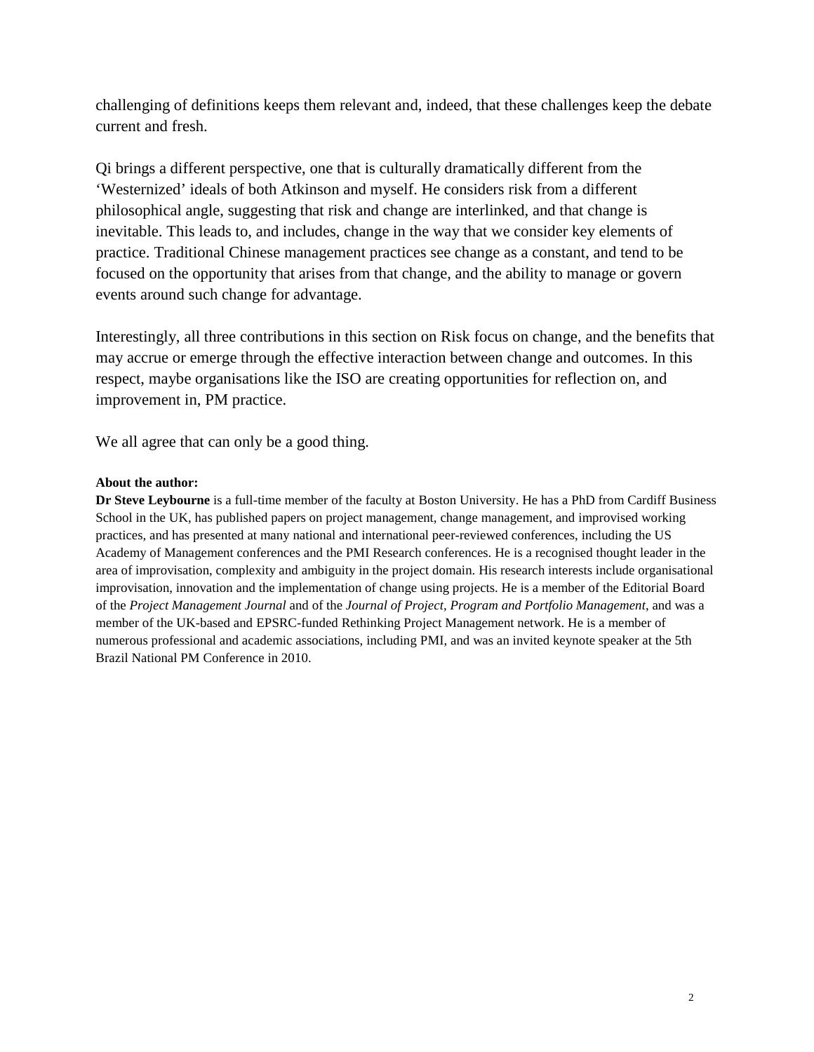challenging of definitions keeps them relevant and, indeed, that these challenges keep the debate current and fresh.

Qi brings a different perspective, one that is culturally dramatically different from the 'Westernized' ideals of both Atkinson and myself. He considers risk from a different philosophical angle, suggesting that risk and change are interlinked, and that change is inevitable. This leads to, and includes, change in the way that we consider key elements of practice. Traditional Chinese management practices see change as a constant, and tend to be focused on the opportunity that arises from that change, and the ability to manage or govern events around such change for advantage.

Interestingly, all three contributions in this section on Risk focus on change, and the benefits that may accrue or emerge through the effective interaction between change and outcomes. In this respect, maybe organisations like the ISO are creating opportunities for reflection on, and improvement in, PM practice.

We all agree that can only be a good thing.

**About the author:**

**Dr Steve Leybourne** is a full-time member of the faculty at Boston University. He has a PhD from Cardiff Business School in the UK, has published papers on project management, change management, and improvised working practices, and has presented at many national and international peer-reviewed conferences, including the US Academy of Management conferences and the PMI Research conferences. He is a recognised thought leader in the area of improvisation, complexity and ambiguity in the project domain. His research interests include organisational improvisation, innovation and the implementation of change using projects. He is a member of the Editorial Board of the *Project Management Journal* and of the *Journal of Project, Program and Portfolio Management*, and was a member of the UK-based and EPSRC-funded Rethinking Project Management network. He is a member of numerous professional and academic associations, including PMI, and was an invited keynote speaker at the 5th Brazil National PM Conference in 2010.